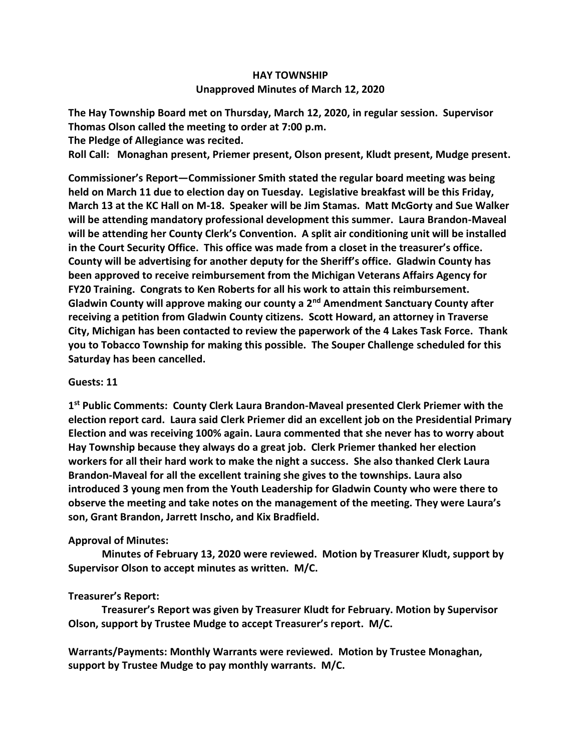# HAY TOWNSHIP
## Unapproved Minutes of March 12, 2020

**The Hay Township Board met on Thursday, March 12, 2020, in regular session. Supervisor Thomas Olson called the meeting to order at 7:00 p.m.**

**The Pledge of Allegiance was recited.**

**Roll Call: Monaghan present, Priemer present, Olson present, Kludt present, Mudge present.**

**Commissioner's Report—Commissioner Smith stated the regular board meeting was being held on March 11 due to election day on Tuesday. Legislative breakfast will be this Friday, March 13 at the KC Hall on M-18. Speaker will be Jim Stamas. Matt McGorty and Sue Walker will be attending mandatory professional development this summer. Laura Brandon-Maveal will be attending her County Clerk's Convention. A split air conditioning unit will be installed in the Court Security Office. This office was made from a closet in the treasurer's office. County will be advertising for another deputy for the Sheriff's office. Gladwin County has been approved to receive reimbursement from the Michigan Veterans Affairs Agency for FY20 Training. Congrats to Ken Roberts for all his work to attain this reimbursement. Gladwin County will approve making our county a 2nd Amendment Sanctuary County after receiving a petition from Gladwin County citizens. Scott Howard, an attorney in Traverse City, Michigan has been contacted to review the paperwork of the 4 Lakes Task Force. Thank you to Tobacco Township for making this possible. The Souper Challenge scheduled for this Saturday has been cancelled.**

**Guests: 11**

**1st Public Comments: County Clerk Laura Brandon-Maveal presented Clerk Priemer with the election report card. Laura said Clerk Priemer did an excellent job on the Presidential Primary Election and was receiving 100% again. Laura commented that she never has to worry about Hay Township because they always do a great job. Clerk Priemer thanked her election workers for all their hard work to make the night a success. She also thanked Clerk Laura Brandon-Maveal for all the excellent training she gives to the townships. Laura also introduced 3 young men from the Youth Leadership for Gladwin County who were there to observe the meeting and take notes on the management of the meeting. They were Laura's son, Grant Brandon, Jarrett Inscho, and Kix Bradfield.**

**Approval of Minutes:**

**Minutes of February 13, 2020 were reviewed. Motion by Treasurer Kludt, support by Supervisor Olson to accept minutes as written. M/C.**

**Treasurer's Report:**

**Treasurer's Report was given by Treasurer Kludt for February. Motion by Supervisor Olson, support by Trustee Mudge to accept Treasurer's report. M/C.**

**Warrants/Payments: Monthly Warrants were reviewed. Motion by Trustee Monaghan, support by Trustee Mudge to pay monthly warrants. M/C.**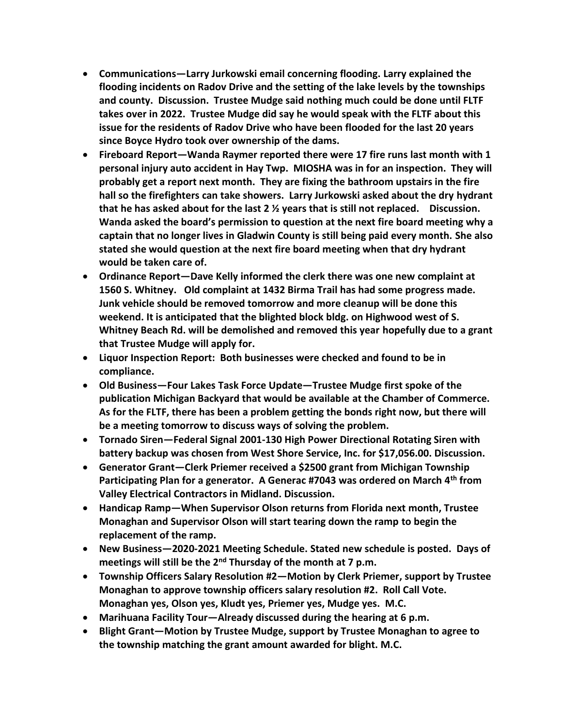- **Communications—Larry Jurkowski email concerning flooding. Larry explained the flooding incidents on Radov Drive and the setting of the lake levels by the townships and county. Discussion. Trustee Mudge said nothing much could be done until FLTF takes over in 2022. Trustee Mudge did say he would speak with the FLTF about this issue for the residents of Radov Drive who have been flooded for the last 20 years since Boyce Hydro took over ownership of the dams.**
- **Fireboard Report—Wanda Raymer reported there were 17 fire runs last month with 1 personal injury auto accident in Hay Twp. MIOSHA was in for an inspection. They will probably get a report next month. They are fixing the bathroom upstairs in the fire hall so the firefighters can take showers. Larry Jurkowski asked about the dry hydrant that he has asked about for the last 2 ½ years that is still not replaced. Discussion. Wanda asked the board's permission to question at the next fire board meeting why a captain that no longer lives in Gladwin County is still being paid every month. She also stated she would question at the next fire board meeting when that dry hydrant would be taken care of.**
- **Ordinance Report—Dave Kelly informed the clerk there was one new complaint at 1560 S. Whitney. Old complaint at 1432 Birma Trail has had some progress made. Junk vehicle should be removed tomorrow and more cleanup will be done this weekend. It is anticipated that the blighted block bldg. on Highwood west of S. Whitney Beach Rd. will be demolished and removed this year hopefully due to a grant that Trustee Mudge will apply for.**
- **Liquor Inspection Report: Both businesses were checked and found to be in compliance.**
- **Old Business—Four Lakes Task Force Update—Trustee Mudge first spoke of the publication Michigan Backyard that would be available at the Chamber of Commerce. As for the FLTF, there has been a problem getting the bonds right now, but there will be a meeting tomorrow to discuss ways of solving the problem.**
- **Tornado Siren—Federal Signal 2001-130 High Power Directional Rotating Siren with battery backup was chosen from West Shore Service, Inc. for $17,056.00. Discussion.**
- **Generator Grant—Clerk Priemer received a $2500 grant from Michigan Township Participating Plan for a generator. A Generac #7043 was ordered on March 4th from Valley Electrical Contractors in Midland. Discussion.**
- **Handicap Ramp—When Supervisor Olson returns from Florida next month, Trustee Monaghan and Supervisor Olson will start tearing down the ramp to begin the replacement of the ramp.**
- **New Business—2020-2021 Meeting Schedule. Stated new schedule is posted. Days of meetings will still be the 2nd Thursday of the month at 7 p.m.**
- **Township Officers Salary Resolution #2—Motion by Clerk Priemer, support by Trustee Monaghan to approve township officers salary resolution #2. Roll Call Vote. Monaghan yes, Olson yes, Kludt yes, Priemer yes, Mudge yes. M.C.**
- **Marihuana Facility Tour—Already discussed during the hearing at 6 p.m.**
- **Blight Grant—Motion by Trustee Mudge, support by Trustee Monaghan to agree to the township matching the grant amount awarded for blight. M.C.**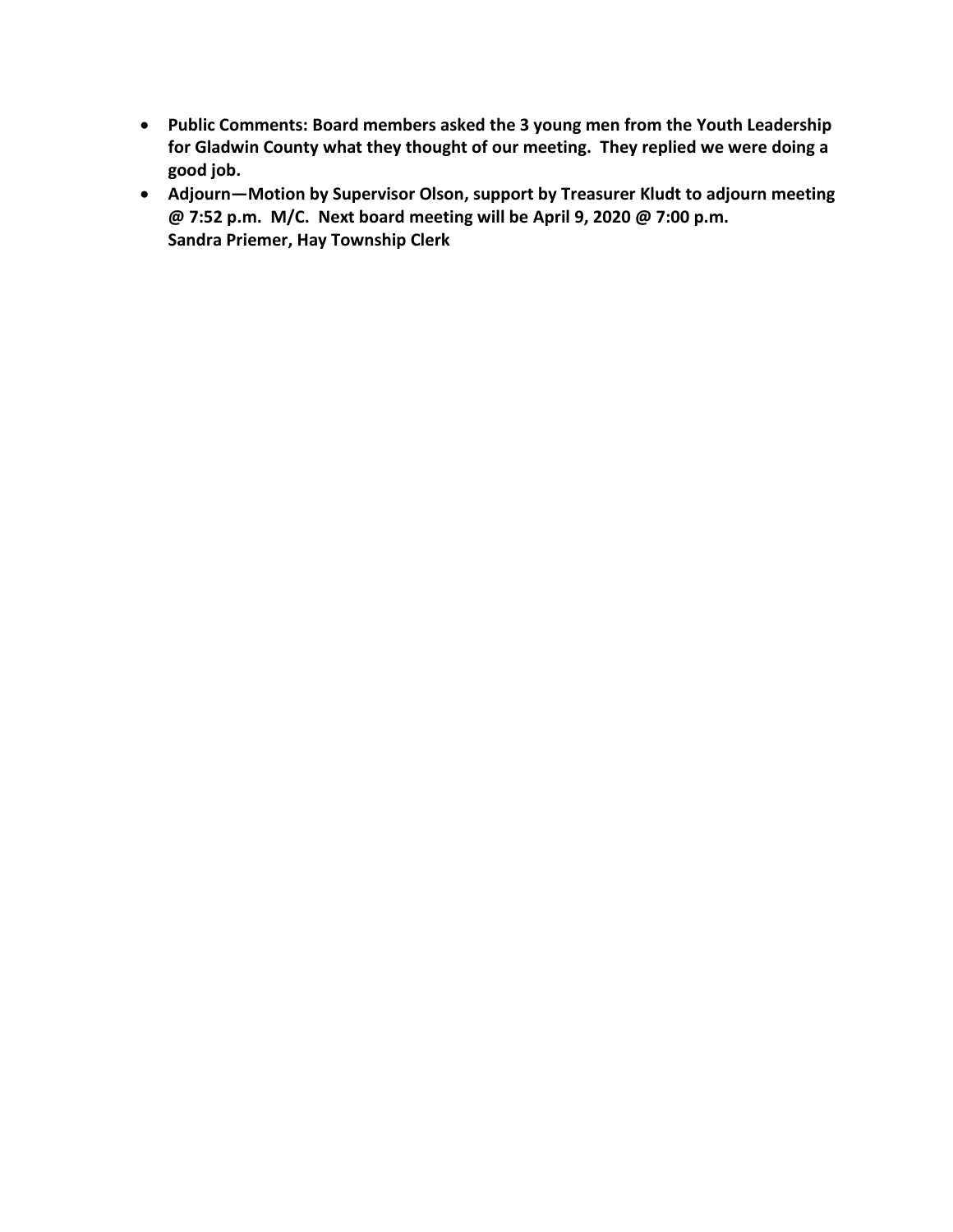- **Public Comments: Board members asked the 3 young men from the Youth Leadership for Gladwin County what they thought of our meeting. They replied we were doing a good job.**
- **Adjourn—Motion by Supervisor Olson, support by Treasurer Kludt to adjourn meeting @ 7:52 p.m. M/C. Next board meeting will be April 9, 2020 @ 7:00 p.m.**
  **Sandra Priemer, Hay Township Clerk**